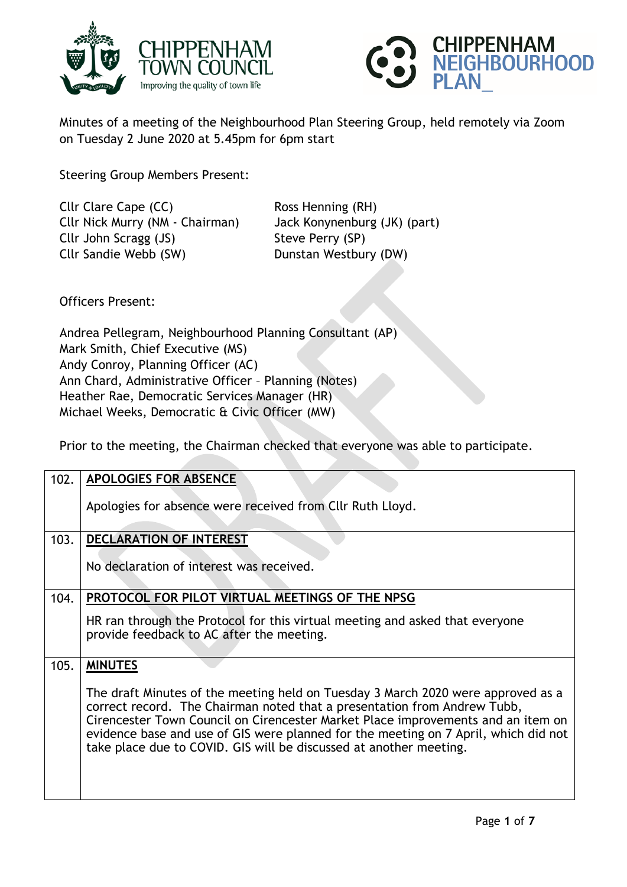CHIPPENHAM TOWN COUNCIL
Improving the quality of town life

CHIPPENHAM NEIGHBOURHOOD PLAN_

Minutes of a meeting of the Neighbourhood Plan Steering Group, held remotely via Zoom on Tuesday 2 June 2020 at 5.45pm for 6pm start

Steering Group Members Present:

Cllr Clare Cape (CC)
Cllr Nick Murry (NM - Chairman)
Cllr John Scragg (JS)
Cllr Sandie Webb (SW)
Ross Henning (RH)
Jack Konynenburg (JK) (part)
Steve Perry (SP)
Dunstan Westbury (DW)

Officers Present:

Andrea Pellegram, Neighbourhood Planning Consultant (AP)
Mark Smith, Chief Executive (MS)
Andy Conroy, Planning Officer (AC)
Ann Chard, Administrative Officer – Planning (Notes)
Heather Rae, Democratic Services Manager (HR)
Michael Weeks, Democratic & Civic Officer (MW)

Prior to the meeting, the Chairman checked that everyone was able to participate.

| | |
|---|---|
| 102. | **APOLOGIES FOR ABSENCE**<br><br>Apologies for absence were received from Cllr Ruth Lloyd. |
| 103. | **DECLARATION OF INTEREST**<br><br>No declaration of interest was received. |
| 104. | **PROTOCOL FOR PILOT VIRTUAL MEETINGS OF THE NPSG**<br><br>HR ran through the Protocol for this virtual meeting and asked that everyone provide feedback to AC after the meeting. |
| 105. | **MINUTES**<br><br>The draft Minutes of the meeting held on Tuesday 3 March 2020 were approved as a correct record. The Chairman noted that a presentation from Andrew Tubb, Cirencester Town Council on Cirencester Market Place improvements and an item on evidence base and use of GIS were planned for the meeting on 7 April, which did not take place due to COVID. GIS will be discussed at another meeting. |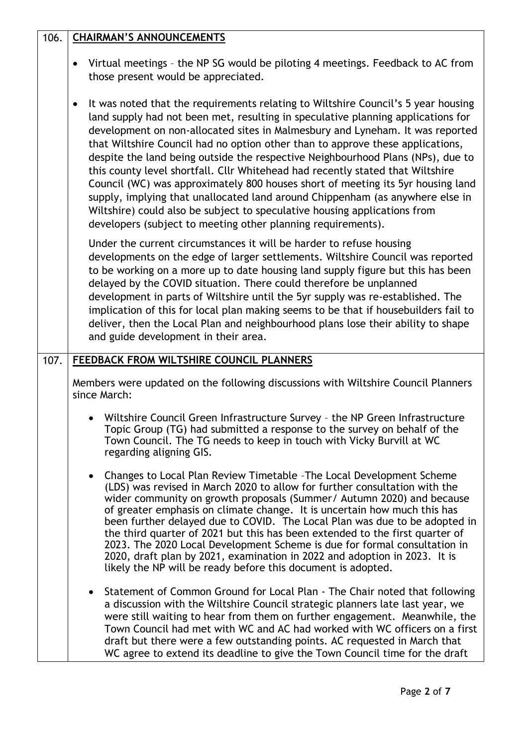| | |
|---|---|
| 106. | **CHAIRMAN'S ANNOUNCEMENTS**<br><br>• Virtual meetings – the NP SG would be piloting 4 meetings. Feedback to AC from those present would be appreciated.<br><br>• It was noted that the requirements relating to Wiltshire Council's 5 year housing land supply had not been met, resulting in speculative planning applications for development on non-allocated sites in Malmesbury and Lyneham. It was reported that Wiltshire Council had no option other than to approve these applications, despite the land being outside the respective Neighbourhood Plans (NPs), due to this county level shortfall. Cllr Whitehead had recently stated that Wiltshire Council (WC) was approximately 800 houses short of meeting its 5yr housing land supply, implying that unallocated land around Chippenham (as anywhere else in Wiltshire) could also be subject to speculative housing applications from developers (subject to meeting other planning requirements).<br><br>Under the current circumstances it will be harder to refuse housing developments on the edge of larger settlements. Wiltshire Council was reported to be working on a more up to date housing land supply figure but this has been delayed by the COVID situation. There could therefore be unplanned development in parts of Wiltshire until the 5yr supply was re-established. The implication of this for local plan making seems to be that if housebuilders fail to deliver, then the Local Plan and neighbourhood plans lose their ability to shape and guide development in their area. |
| 107. | **FEEDBACK FROM WILTSHIRE COUNCIL PLANNERS**<br><br>Members were updated on the following discussions with Wiltshire Council Planners since March:<br><br>• Wiltshire Council Green Infrastructure Survey – the NP Green Infrastructure Topic Group (TG) had submitted a response to the survey on behalf of the Town Council. The TG needs to keep in touch with Vicky Burvill at WC regarding aligning GIS.<br><br>• Changes to Local Plan Review Timetable –The Local Development Scheme (LDS) was revised in March 2020 to allow for further consultation with the wider community on growth proposals (Summer/ Autumn 2020) and because of greater emphasis on climate change. It is uncertain how much this has been further delayed due to COVID. The Local Plan was due to be adopted in the third quarter of 2021 but this has been extended to the first quarter of 2023. The 2020 Local Development Scheme is due for formal consultation in 2020, draft plan by 2021, examination in 2022 and adoption in 2023. It is likely the NP will be ready before this document is adopted.<br><br>• Statement of Common Ground for Local Plan - The Chair noted that following a discussion with the Wiltshire Council strategic planners late last year, we were still waiting to hear from them on further engagement. Meanwhile, the Town Council had met with WC and AC had worked with WC officers on a first draft but there were a few outstanding points. AC requested in March that WC agree to extend its deadline to give the Town Council time for the draft |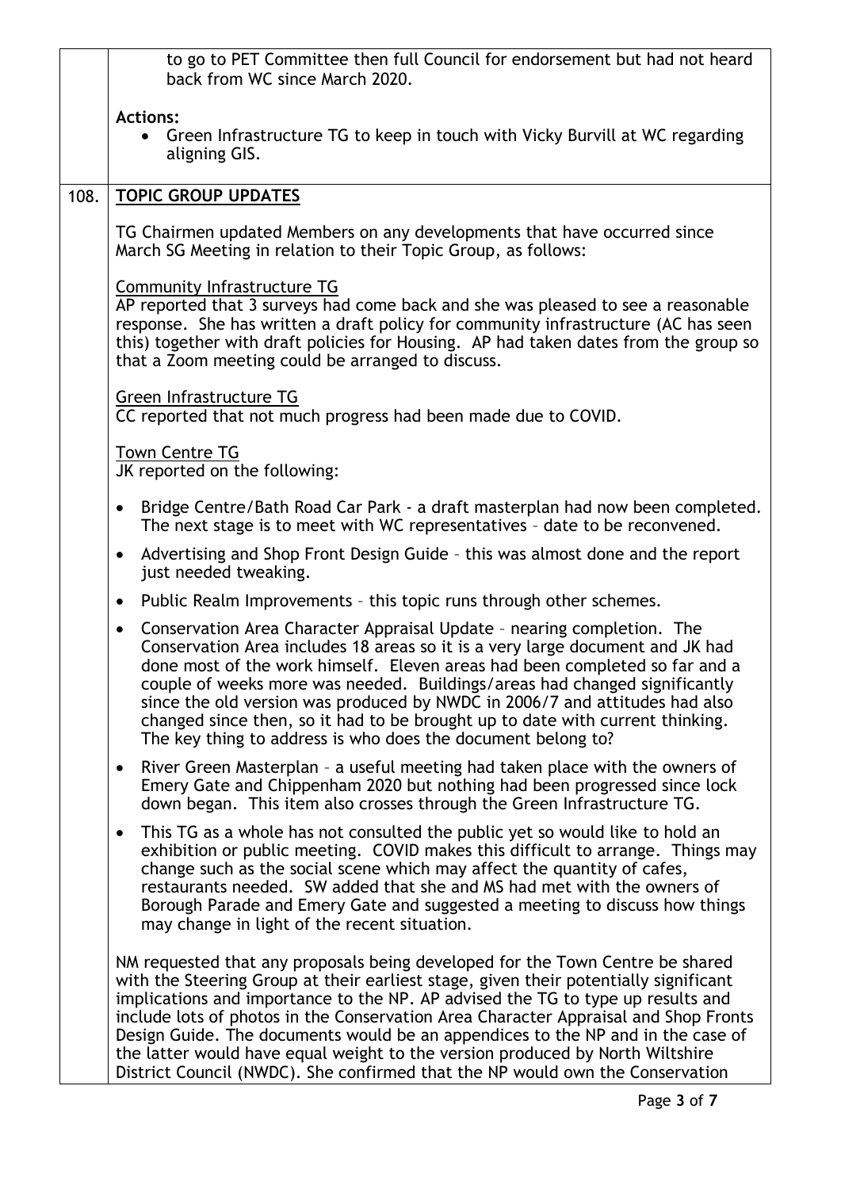to go to PET Committee then full Council for endorsement but had not heard back from WC since March 2020.

**Actions:**

- Green Infrastructure TG to keep in touch with Vicky Burvill at WC regarding aligning GIS.

## 108. TOPIC GROUP UPDATES

TG Chairmen updated Members on any developments that have occurred since March SG Meeting in relation to their Topic Group, as follows:

Community Infrastructure TG

AP reported that 3 surveys had come back and she was pleased to see a reasonable response. She has written a draft policy for community infrastructure (AC has seen this) together with draft policies for Housing. AP had taken dates from the group so that a Zoom meeting could be arranged to discuss.

Green Infrastructure TG

CC reported that not much progress had been made due to COVID.

Town Centre TG

JK reported on the following:

- Bridge Centre/Bath Road Car Park - a draft masterplan had now been completed. The next stage is to meet with WC representatives – date to be reconvened.
- Advertising and Shop Front Design Guide – this was almost done and the report just needed tweaking.
- Public Realm Improvements – this topic runs through other schemes.
- Conservation Area Character Appraisal Update – nearing completion. The Conservation Area includes 18 areas so it is a very large document and JK had done most of the work himself. Eleven areas had been completed so far and a couple of weeks more was needed. Buildings/areas had changed significantly since the old version was produced by NWDC in 2006/7 and attitudes had also changed since then, so it had to be brought up to date with current thinking. The key thing to address is who does the document belong to?
- River Green Masterplan – a useful meeting had taken place with the owners of Emery Gate and Chippenham 2020 but nothing had been progressed since lock down began. This item also crosses through the Green Infrastructure TG.
- This TG as a whole has not consulted the public yet so would like to hold an exhibition or public meeting. COVID makes this difficult to arrange. Things may change such as the social scene which may affect the quantity of cafes, restaurants needed. SW added that she and MS had met with the owners of Borough Parade and Emery Gate and suggested a meeting to discuss how things may change in light of the recent situation.

NM requested that any proposals being developed for the Town Centre be shared with the Steering Group at their earliest stage, given their potentially significant implications and importance to the NP. AP advised the TG to type up results and include lots of photos in the Conservation Area Character Appraisal and Shop Fronts Design Guide. The documents would be an appendices to the NP and in the case of the latter would have equal weight to the version produced by North Wiltshire District Council (NWDC). She confirmed that the NP would own the Conservation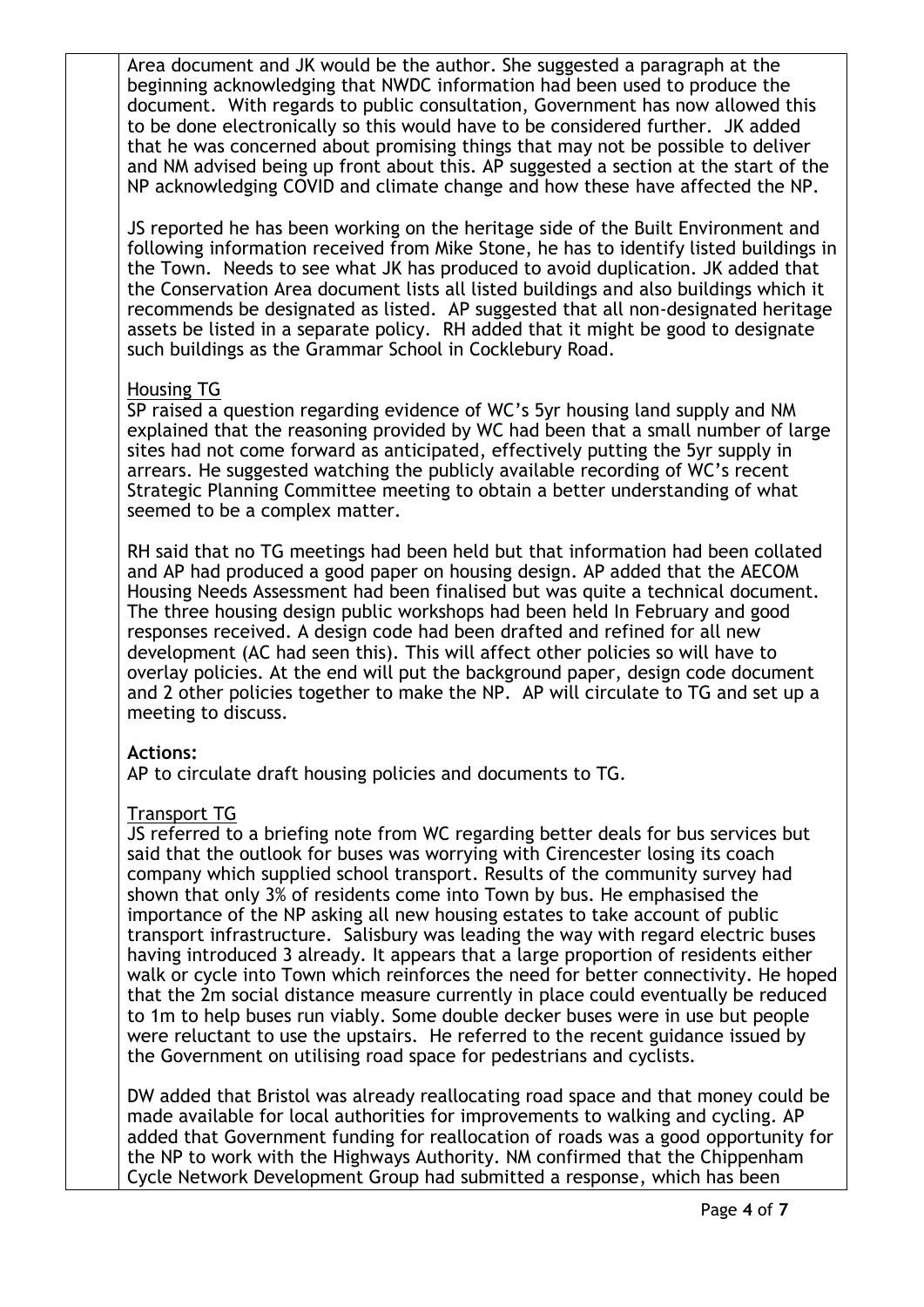Area document and JK would be the author. She suggested a paragraph at the beginning acknowledging that NWDC information had been used to produce the document. With regards to public consultation, Government has now allowed this to be done electronically so this would have to be considered further. JK added that he was concerned about promising things that may not be possible to deliver and NM advised being up front about this. AP suggested a section at the start of the NP acknowledging COVID and climate change and how these have affected the NP.

JS reported he has been working on the heritage side of the Built Environment and following information received from Mike Stone, he has to identify listed buildings in the Town. Needs to see what JK has produced to avoid duplication. JK added that the Conservation Area document lists all listed buildings and also buildings which it recommends be designated as listed. AP suggested that all non-designated heritage assets be listed in a separate policy. RH added that it might be good to designate such buildings as the Grammar School in Cocklebury Road.

Housing TG

SP raised a question regarding evidence of WC's 5yr housing land supply and NM explained that the reasoning provided by WC had been that a small number of large sites had not come forward as anticipated, effectively putting the 5yr supply in arrears. He suggested watching the publicly available recording of WC's recent Strategic Planning Committee meeting to obtain a better understanding of what seemed to be a complex matter.

RH said that no TG meetings had been held but that information had been collated and AP had produced a good paper on housing design. AP added that the AECOM Housing Needs Assessment had been finalised but was quite a technical document. The three housing design public workshops had been held In February and good responses received. A design code had been drafted and refined for all new development (AC had seen this). This will affect other policies so will have to overlay policies. At the end will put the background paper, design code document and 2 other policies together to make the NP. AP will circulate to TG and set up a meeting to discuss.

**Actions:**

AP to circulate draft housing policies and documents to TG.

Transport TG

JS referred to a briefing note from WC regarding better deals for bus services but said that the outlook for buses was worrying with Cirencester losing its coach company which supplied school transport. Results of the community survey had shown that only 3% of residents come into Town by bus. He emphasised the importance of the NP asking all new housing estates to take account of public transport infrastructure. Salisbury was leading the way with regard electric buses having introduced 3 already. It appears that a large proportion of residents either walk or cycle into Town which reinforces the need for better connectivity. He hoped that the 2m social distance measure currently in place could eventually be reduced to 1m to help buses run viably. Some double decker buses were in use but people were reluctant to use the upstairs. He referred to the recent guidance issued by the Government on utilising road space for pedestrians and cyclists.

DW added that Bristol was already reallocating road space and that money could be made available for local authorities for improvements to walking and cycling. AP added that Government funding for reallocation of roads was a good opportunity for the NP to work with the Highways Authority. NM confirmed that the Chippenham Cycle Network Development Group had submitted a response, which has been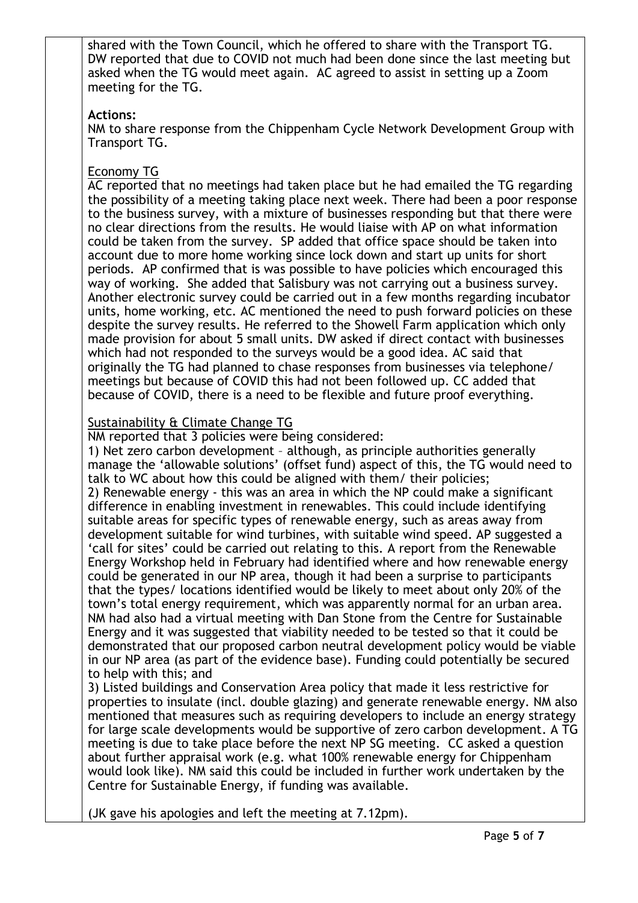shared with the Town Council, which he offered to share with the Transport TG. DW reported that due to COVID not much had been done since the last meeting but asked when the TG would meet again. AC agreed to assist in setting up a Zoom meeting for the TG.

**Actions:**
NM to share response from the Chippenham Cycle Network Development Group with Transport TG.

Economy TG

AC reported that no meetings had taken place but he had emailed the TG regarding the possibility of a meeting taking place next week. There had been a poor response to the business survey, with a mixture of businesses responding but that there were no clear directions from the results. He would liaise with AP on what information could be taken from the survey. SP added that office space should be taken into account due to more home working since lock down and start up units for short periods. AP confirmed that is was possible to have policies which encouraged this way of working. She added that Salisbury was not carrying out a business survey. Another electronic survey could be carried out in a few months regarding incubator units, home working, etc. AC mentioned the need to push forward policies on these despite the survey results. He referred to the Showell Farm application which only made provision for about 5 small units. DW asked if direct contact with businesses which had not responded to the surveys would be a good idea. AC said that originally the TG had planned to chase responses from businesses via telephone/ meetings but because of COVID this had not been followed up. CC added that because of COVID, there is a need to be flexible and future proof everything.

Sustainability & Climate Change TG

NM reported that 3 policies were being considered:

1) Net zero carbon development – although, as principle authorities generally manage the 'allowable solutions' (offset fund) aspect of this, the TG would need to talk to WC about how this could be aligned with them/ their policies;

2) Renewable energy - this was an area in which the NP could make a significant difference in enabling investment in renewables. This could include identifying suitable areas for specific types of renewable energy, such as areas away from development suitable for wind turbines, with suitable wind speed. AP suggested a 'call for sites' could be carried out relating to this. A report from the Renewable Energy Workshop held in February had identified where and how renewable energy could be generated in our NP area, though it had been a surprise to participants that the types/ locations identified would be likely to meet about only 20% of the town's total energy requirement, which was apparently normal for an urban area. NM had also had a virtual meeting with Dan Stone from the Centre for Sustainable Energy and it was suggested that viability needed to be tested so that it could be demonstrated that our proposed carbon neutral development policy would be viable in our NP area (as part of the evidence base). Funding could potentially be secured to help with this; and

3) Listed buildings and Conservation Area policy that made it less restrictive for properties to insulate (incl. double glazing) and generate renewable energy. NM also mentioned that measures such as requiring developers to include an energy strategy for large scale developments would be supportive of zero carbon development. A TG meeting is due to take place before the next NP SG meeting. CC asked a question about further appraisal work (e.g. what 100% renewable energy for Chippenham would look like). NM said this could be included in further work undertaken by the Centre for Sustainable Energy, if funding was available.

(JK gave his apologies and left the meeting at 7.12pm).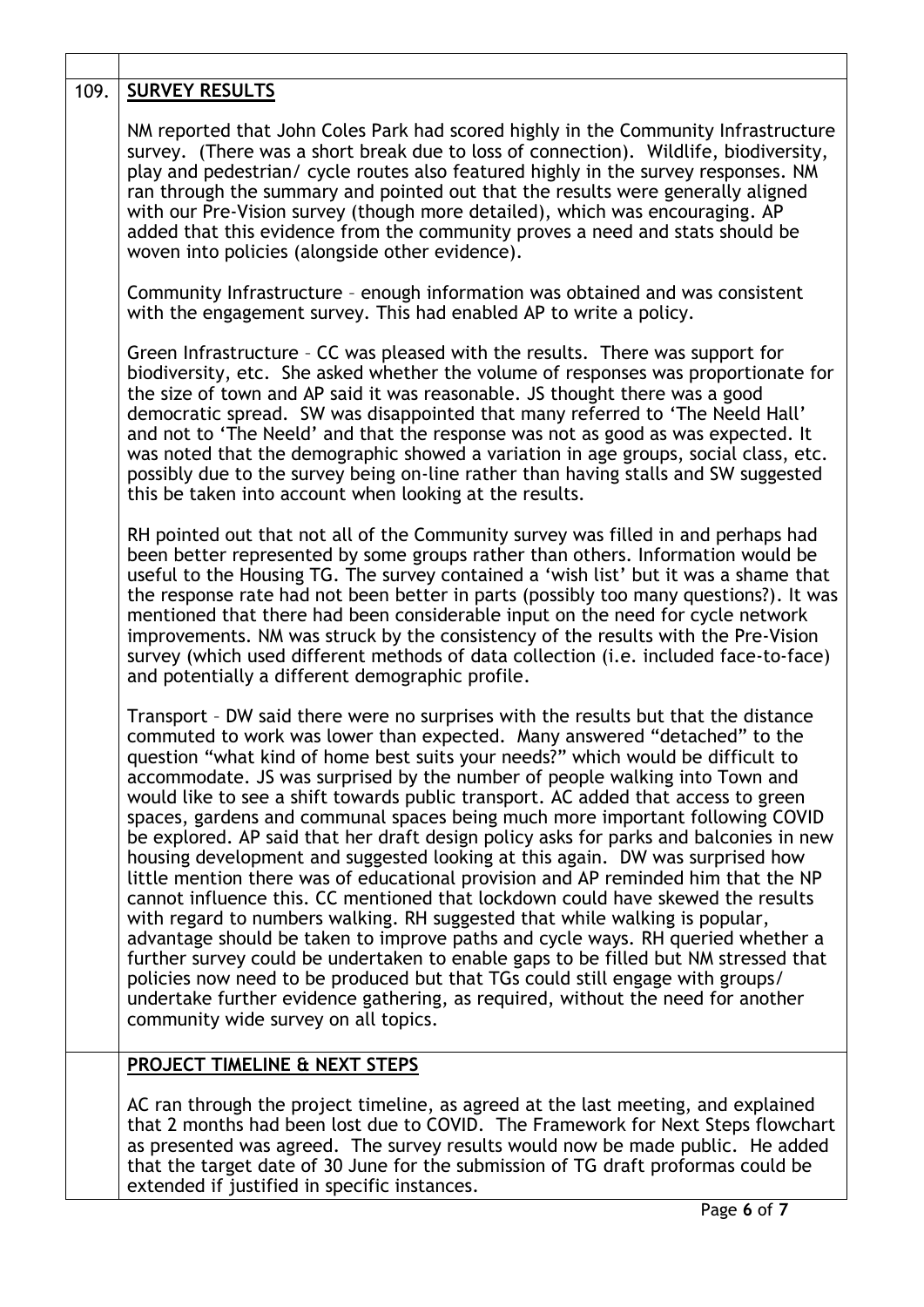| | |
|---|---|
| 109. | **SURVEY RESULTS**<br><br>NM reported that John Coles Park had scored highly in the Community Infrastructure survey. (There was a short break due to loss of connection). Wildlife, biodiversity, play and pedestrian/ cycle routes also featured highly in the survey responses. NM ran through the summary and pointed out that the results were generally aligned with our Pre-Vision survey (though more detailed), which was encouraging. AP added that this evidence from the community proves a need and stats should be woven into policies (alongside other evidence).<br><br>Community Infrastructure – enough information was obtained and was consistent with the engagement survey. This had enabled AP to write a policy.<br><br>Green Infrastructure – CC was pleased with the results. There was support for biodiversity, etc. She asked whether the volume of responses was proportionate for the size of town and AP said it was reasonable. JS thought there was a good democratic spread. SW was disappointed that many referred to 'The Neeld Hall' and not to 'The Neeld' and that the response was not as good as was expected. It was noted that the demographic showed a variation in age groups, social class, etc. possibly due to the survey being on-line rather than having stalls and SW suggested this be taken into account when looking at the results.<br><br>RH pointed out that not all of the Community survey was filled in and perhaps had been better represented by some groups rather than others. Information would be useful to the Housing TG. The survey contained a 'wish list' but it was a shame that the response rate had not been better in parts (possibly too many questions?). It was mentioned that there had been considerable input on the need for cycle network improvements. NM was struck by the consistency of the results with the Pre-Vision survey (which used different methods of data collection (i.e. included face-to-face) and potentially a different demographic profile.<br><br>Transport – DW said there were no surprises with the results but that the distance commuted to work was lower than expected. Many answered "detached" to the question "what kind of home best suits your needs?" which would be difficult to accommodate. JS was surprised by the number of people walking into Town and would like to see a shift towards public transport. AC added that access to green spaces, gardens and communal spaces being much more important following COVID be explored. AP said that her draft design policy asks for parks and balconies in new housing development and suggested looking at this again. DW was surprised how little mention there was of educational provision and AP reminded him that the NP cannot influence this. CC mentioned that lockdown could have skewed the results with regard to numbers walking. RH suggested that while walking is popular, advantage should be taken to improve paths and cycle ways. RH queried whether a further survey could be undertaken to enable gaps to be filled but NM stressed that policies now need to be produced but that TGs could still engage with groups/ undertake further evidence gathering, as required, without the need for another community wide survey on all topics. |
| | **PROJECT TIMELINE & NEXT STEPS**<br><br>AC ran through the project timeline, as agreed at the last meeting, and explained that 2 months had been lost due to COVID. The Framework for Next Steps flowchart as presented was agreed. The survey results would now be made public. He added that the target date of 30 June for the submission of TG draft proformas could be extended if justified in specific instances. |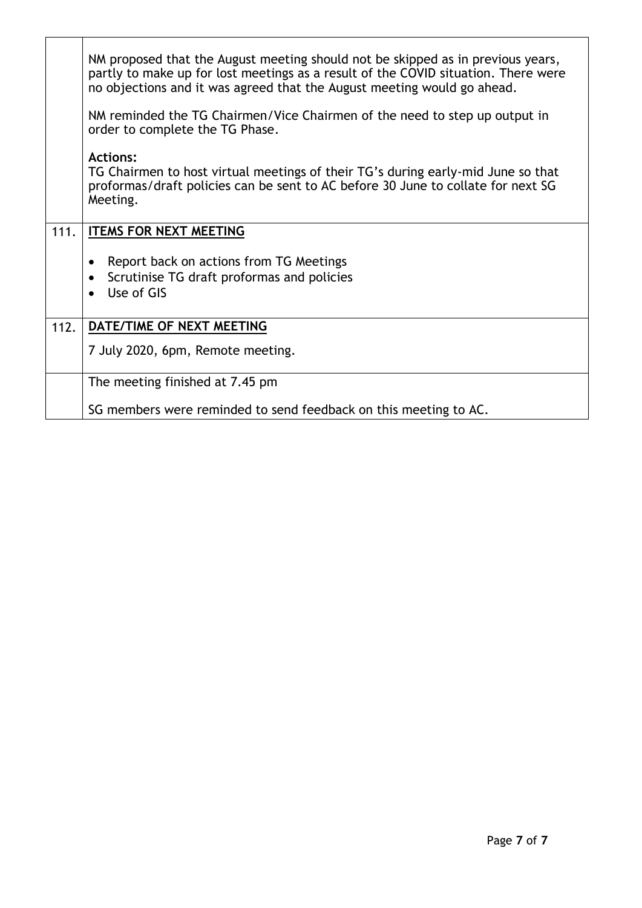| | |
|---|---|
| | NM proposed that the August meeting should not be skipped as in previous years, partly to make up for lost meetings as a result of the COVID situation. There were no objections and it was agreed that the August meeting would go ahead.<br><br>NM reminded the TG Chairmen/Vice Chairmen of the need to step up output in order to complete the TG Phase.<br><br>**Actions:**<br>TG Chairmen to host virtual meetings of their TG's during early-mid June so that proformas/draft policies can be sent to AC before 30 June to collate for next SG Meeting. |
| 111. | **<u>ITEMS FOR NEXT MEETING</u>**<br><br>• Report back on actions from TG Meetings<br>• Scrutinise TG draft proformas and policies<br>• Use of GIS |
| 112. | **<u>DATE/TIME OF NEXT MEETING</u>**<br><br>7 July 2020, 6pm, Remote meeting. |
| | The meeting finished at 7.45 pm<br><br>SG members were reminded to send feedback on this meeting to AC. |